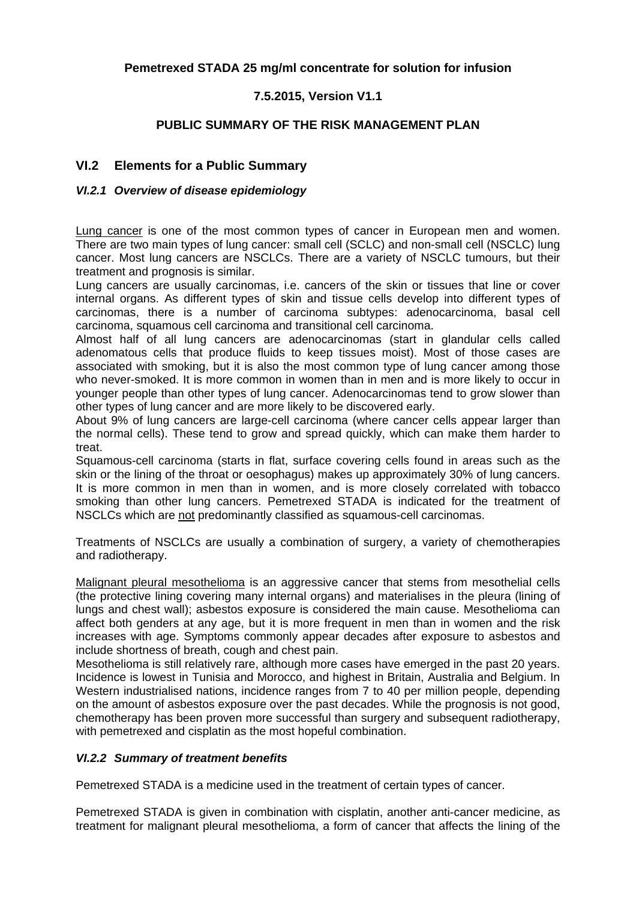**Pemetrexed STADA 25 mg/ml concentrate for solution for infusion**

**7.5.2015, Version V1.1**

**PUBLIC SUMMARY OF THE RISK MANAGEMENT PLAN**

## VI.2 Elements for a Public Summary

### *VI.2.1 Overview of disease epidemiology*

Lung cancer is one of the most common types of cancer in European men and women. There are two main types of lung cancer: small cell (SCLC) and non-small cell (NSCLC) lung cancer. Most lung cancers are NSCLCs. There are a variety of NSCLC tumours, but their treatment and prognosis is similar.

Lung cancers are usually carcinomas, i.e. cancers of the skin or tissues that line or cover internal organs. As different types of skin and tissue cells develop into different types of carcinomas, there is a number of carcinoma subtypes: adenocarcinoma, basal cell carcinoma, squamous cell carcinoma and transitional cell carcinoma.

Almost half of all lung cancers are adenocarcinomas (start in glandular cells called adenomatous cells that produce fluids to keep tissues moist). Most of those cases are associated with smoking, but it is also the most common type of lung cancer among those who never-smoked. It is more common in women than in men and is more likely to occur in younger people than other types of lung cancer. Adenocarcinomas tend to grow slower than other types of lung cancer and are more likely to be discovered early.

About 9% of lung cancers are large-cell carcinoma (where cancer cells appear larger than the normal cells). These tend to grow and spread quickly, which can make them harder to treat.

Squamous-cell carcinoma (starts in flat, surface covering cells found in areas such as the skin or the lining of the throat or oesophagus) makes up approximately 30% of lung cancers. It is more common in men than in women, and is more closely correlated with tobacco smoking than other lung cancers. Pemetrexed STADA is indicated for the treatment of NSCLCs which are not predominantly classified as squamous-cell carcinomas.

Treatments of NSCLCs are usually a combination of surgery, a variety of chemotherapies and radiotherapy.

Malignant pleural mesothelioma is an aggressive cancer that stems from mesothelial cells (the protective lining covering many internal organs) and materialises in the pleura (lining of lungs and chest wall); asbestos exposure is considered the main cause. Mesothelioma can affect both genders at any age, but it is more frequent in men than in women and the risk increases with age. Symptoms commonly appear decades after exposure to asbestos and include shortness of breath, cough and chest pain.

Mesothelioma is still relatively rare, although more cases have emerged in the past 20 years. Incidence is lowest in Tunisia and Morocco, and highest in Britain, Australia and Belgium. In Western industrialised nations, incidence ranges from 7 to 40 per million people, depending on the amount of asbestos exposure over the past decades. While the prognosis is not good, chemotherapy has been proven more successful than surgery and subsequent radiotherapy, with pemetrexed and cisplatin as the most hopeful combination.

### *VI.2.2 Summary of treatment benefits*

Pemetrexed STADA is a medicine used in the treatment of certain types of cancer.

Pemetrexed STADA is given in combination with cisplatin, another anti-cancer medicine, as treatment for malignant pleural mesothelioma, a form of cancer that affects the lining of the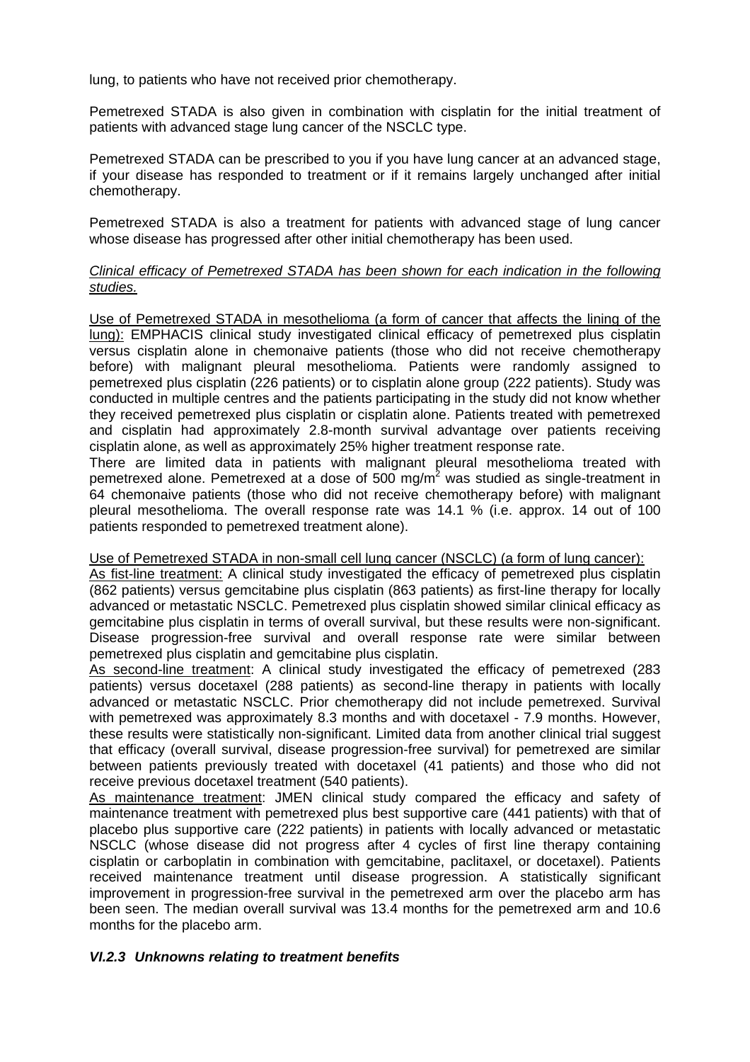lung, to patients who have not received prior chemotherapy.

Pemetrexed STADA is also given in combination with cisplatin for the initial treatment of patients with advanced stage lung cancer of the NSCLC type.

Pemetrexed STADA can be prescribed to you if you have lung cancer at an advanced stage, if your disease has responded to treatment or if it remains largely unchanged after initial chemotherapy.

Pemetrexed STADA is also a treatment for patients with advanced stage of lung cancer whose disease has progressed after other initial chemotherapy has been used.

*Clinical efficacy of Pemetrexed STADA has been shown for each indication in the following studies.*

Use of Pemetrexed STADA in mesothelioma (a form of cancer that affects the lining of the lung): EMPHACIS clinical study investigated clinical efficacy of pemetrexed plus cisplatin versus cisplatin alone in chemonaive patients (those who did not receive chemotherapy before) with malignant pleural mesothelioma. Patients were randomly assigned to pemetrexed plus cisplatin (226 patients) or to cisplatin alone group (222 patients). Study was conducted in multiple centres and the patients participating in the study did not know whether they received pemetrexed plus cisplatin or cisplatin alone. Patients treated with pemetrexed and cisplatin had approximately 2.8-month survival advantage over patients receiving cisplatin alone, as well as approximately 25% higher treatment response rate.
There are limited data in patients with malignant pleural mesothelioma treated with pemetrexed alone. Pemetrexed at a dose of 500 mg/m$^2$ was studied as single-treatment in 64 chemonaive patients (those who did not receive chemotherapy before) with malignant pleural mesothelioma. The overall response rate was 14.1 % (i.e. approx. 14 out of 100 patients responded to pemetrexed treatment alone).

Use of Pemetrexed STADA in non-small cell lung cancer (NSCLC) (a form of lung cancer):
As fist-line treatment: A clinical study investigated the efficacy of pemetrexed plus cisplatin (862 patients) versus gemcitabine plus cisplatin (863 patients) as first-line therapy for locally advanced or metastatic NSCLC. Pemetrexed plus cisplatin showed similar clinical efficacy as gemcitabine plus cisplatin in terms of overall survival, but these results were non-significant. Disease progression-free survival and overall response rate were similar between pemetrexed plus cisplatin and gemcitabine plus cisplatin.
As second-line treatment: A clinical study investigated the efficacy of pemetrexed (283 patients) versus docetaxel (288 patients) as second-line therapy in patients with locally advanced or metastatic NSCLC. Prior chemotherapy did not include pemetrexed. Survival with pemetrexed was approximately 8.3 months and with docetaxel - 7.9 months. However, these results were statistically non-significant. Limited data from another clinical trial suggest that efficacy (overall survival, disease progression-free survival) for pemetrexed are similar between patients previously treated with docetaxel (41 patients) and those who did not receive previous docetaxel treatment (540 patients).
As maintenance treatment: JMEN clinical study compared the efficacy and safety of maintenance treatment with pemetrexed plus best supportive care (441 patients) with that of placebo plus supportive care (222 patients) in patients with locally advanced or metastatic NSCLC (whose disease did not progress after 4 cycles of first line therapy containing cisplatin or carboplatin in combination with gemcitabine, paclitaxel, or docetaxel). Patients received maintenance treatment until disease progression. A statistically significant improvement in progression-free survival in the pemetrexed arm over the placebo arm has been seen. The median overall survival was 13.4 months for the pemetrexed arm and 10.6 months for the placebo arm.

### *VI.2.3 Unknowns relating to treatment benefits*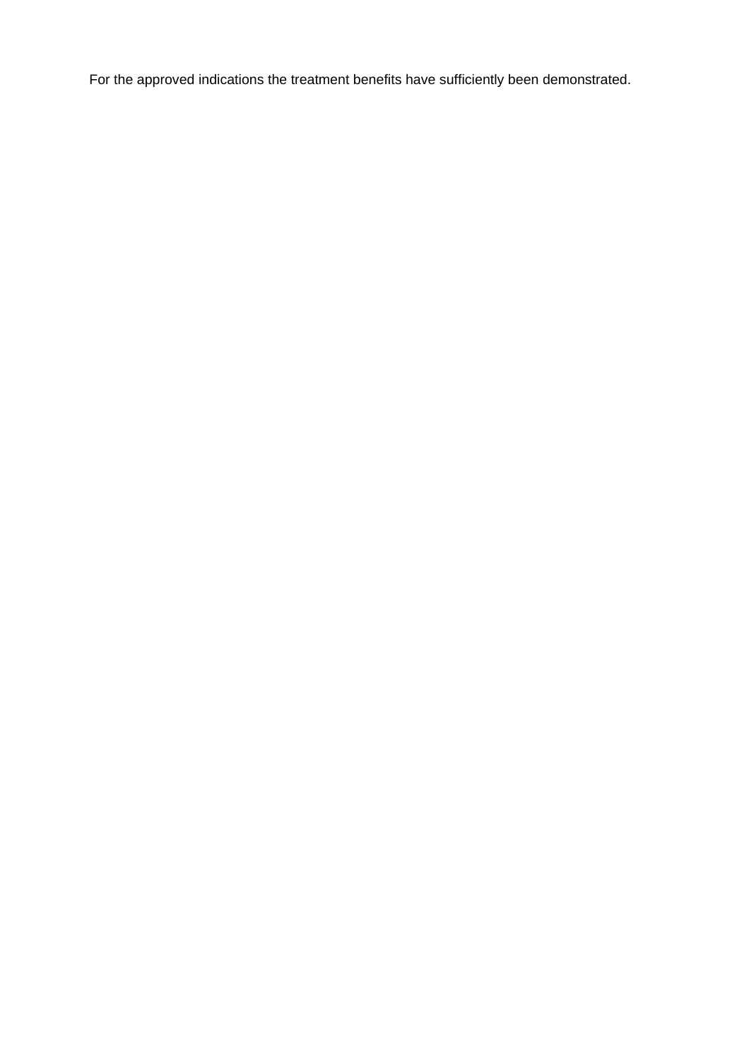For the approved indications the treatment benefits have sufficiently been demonstrated.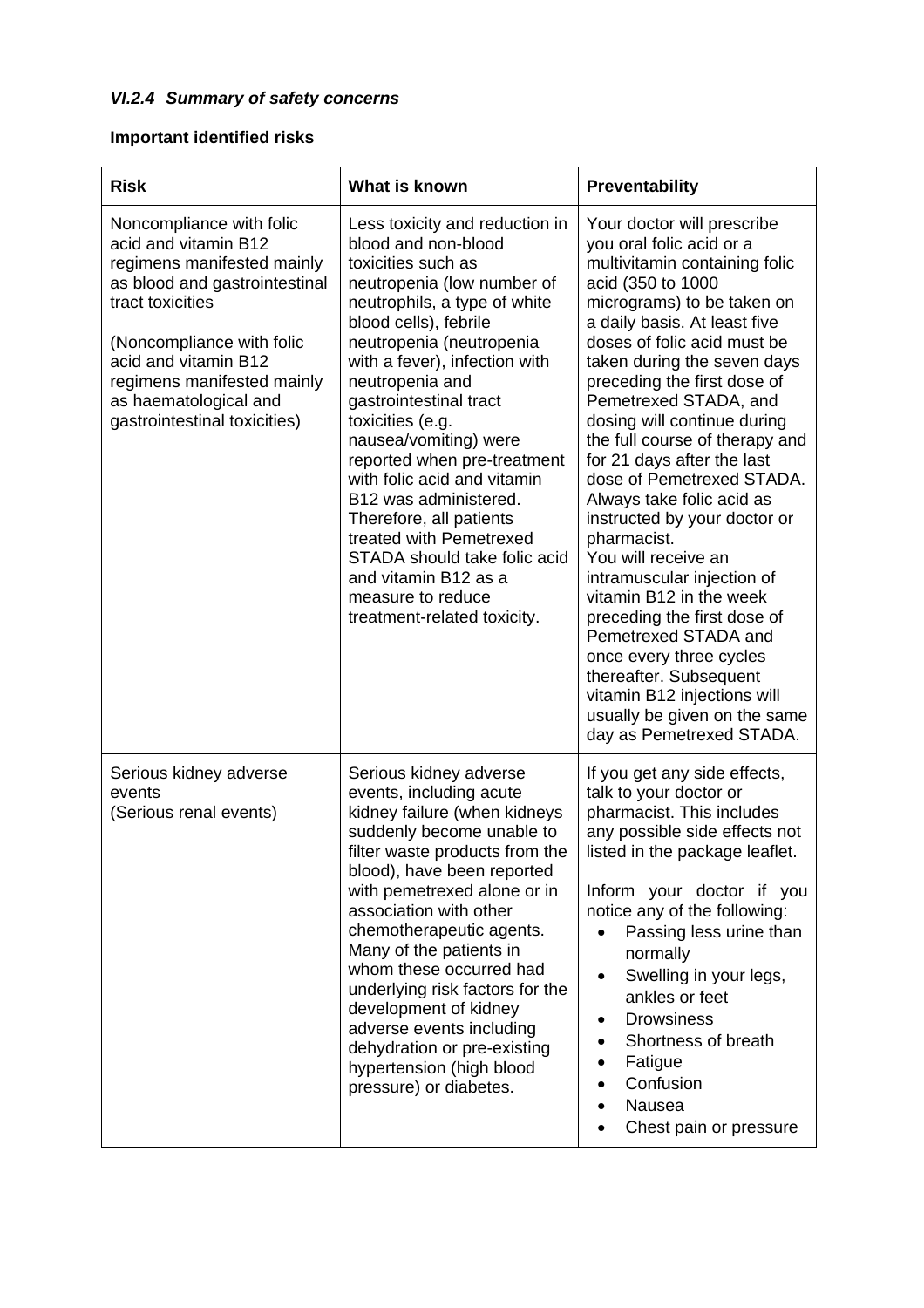### *VI.2.4 Summary of safety concerns*

**Important identified risks**

| **Risk** | **What is known** | **Preventability** |
|---|---|---|
| Noncompliance with folic acid and vitamin B12 regimens manifested mainly as blood and gastrointestinal tract toxicities<br><br>(Noncompliance with folic acid and vitamin B12 regimens manifested mainly as haematological and gastrointestinal toxicities) | Less toxicity and reduction in blood and non-blood toxicities such as neutropenia (low number of neutrophils, a type of white blood cells), febrile neutropenia (neutropenia with a fever), infection with neutropenia and gastrointestinal tract toxicities (e.g. nausea/vomiting) were reported when pre-treatment with folic acid and vitamin B12 was administered. Therefore, all patients treated with Pemetrexed STADA should take folic acid and vitamin B12 as a measure to reduce treatment-related toxicity. | Your doctor will prescribe you oral folic acid or a multivitamin containing folic acid (350 to 1000 micrograms) to be taken on a daily basis. At least five doses of folic acid must be taken during the seven days preceding the first dose of Pemetrexed STADA, and dosing will continue during the full course of therapy and for 21 days after the last dose of Pemetrexed STADA. Always take folic acid as instructed by your doctor or pharmacist.<br>You will receive an intramuscular injection of vitamin B12 in the week preceding the first dose of Pemetrexed STADA and once every three cycles thereafter. Subsequent vitamin B12 injections will usually be given on the same day as Pemetrexed STADA. |
| Serious kidney adverse events<br>(Serious renal events) | Serious kidney adverse events, including acute kidney failure (when kidneys suddenly become unable to filter waste products from the blood), have been reported with pemetrexed alone or in association with other chemotherapeutic agents. Many of the patients in whom these occurred had underlying risk factors for the development of kidney adverse events including dehydration or pre-existing hypertension (high blood pressure) or diabetes. | If you get any side effects, talk to your doctor or pharmacist. This includes any possible side effects not listed in the package leaflet.<br><br>Inform your doctor if you notice any of the following:<br>• Passing less urine than normally<br>• Swelling in your legs, ankles or feet<br>• Drowsiness<br>• Shortness of breath<br>• Fatigue<br>• Confusion<br>• Nausea<br>• Chest pain or pressure |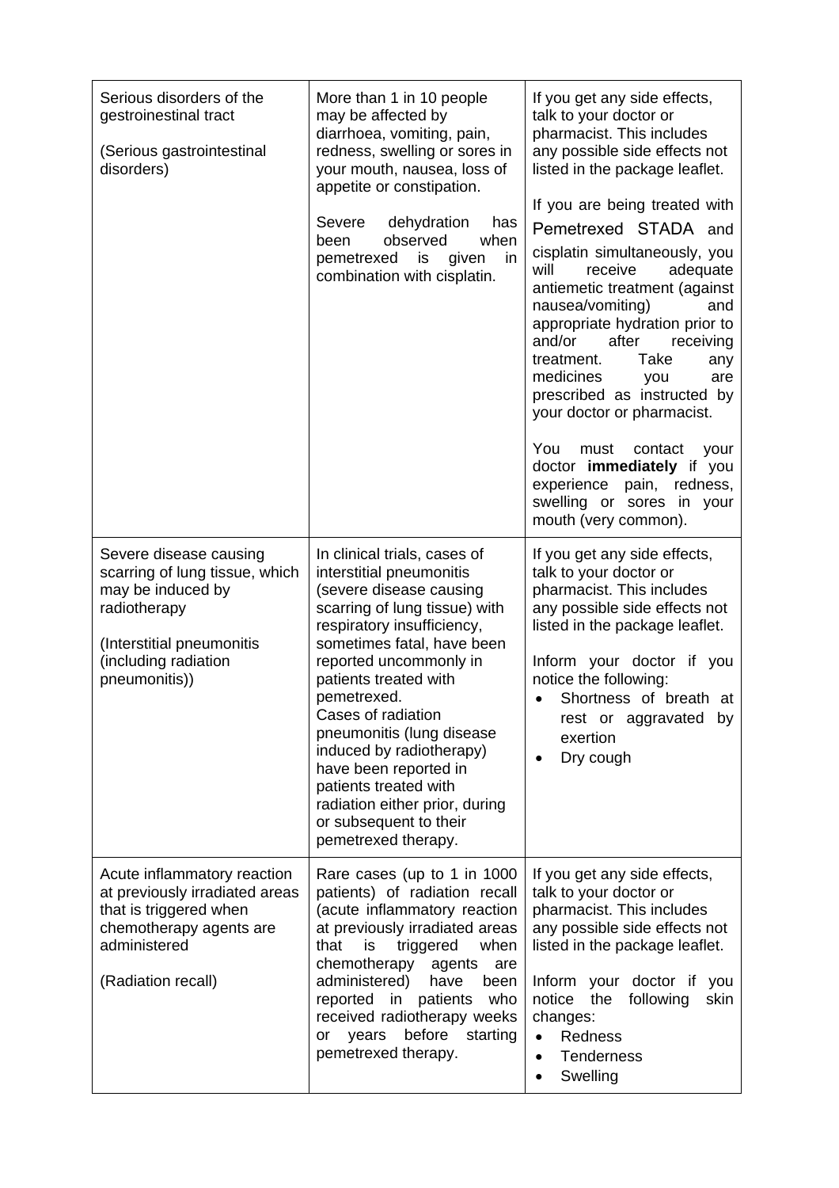| | | |
|---|---|---|
| Serious disorders of the gestroinestinal tract<br><br>(Serious gastrointestinal disorders) | More than 1 in 10 people may be affected by diarrhoea, vomiting, pain, redness, swelling or sores in your mouth, nausea, loss of appetite or constipation.<br><br>Severe dehydration has been observed when pemetrexed is given in combination with cisplatin. | If you get any side effects, talk to your doctor or pharmacist. This includes any possible side effects not listed in the package leaflet.<br><br>If you are being treated with Pemetrexed STADA and cisplatin simultaneously, you will receive adequate antiemetic treatment (against nausea/vomiting) and appropriate hydration prior to and/or after receiving treatment. Take any medicines you are prescribed as instructed by your doctor or pharmacist.<br><br>You must contact your doctor **immediately** if you experience pain, redness, swelling or sores in your mouth (very common). |
| Severe disease causing scarring of lung tissue, which may be induced by radiotherapy<br><br>(Interstitial pneumonitis (including radiation pneumonitis)) | In clinical trials, cases of interstitial pneumonitis (severe disease causing scarring of lung tissue) with respiratory insufficiency, sometimes fatal, have been reported uncommonly in patients treated with pemetrexed.<br>Cases of radiation pneumonitis (lung disease induced by radiotherapy) have been reported in patients treated with radiation either prior, during or subsequent to their pemetrexed therapy. | If you get any side effects, talk to your doctor or pharmacist. This includes any possible side effects not listed in the package leaflet.<br><br>Inform your doctor if you notice the following:<br>• Shortness of breath at rest or aggravated by exertion<br>• Dry cough |
| Acute inflammatory reaction at previously irradiated areas that is triggered when chemotherapy agents are administered<br><br>(Radiation recall) | Rare cases (up to 1 in 1000 patients) of radiation recall (acute inflammatory reaction at previously irradiated areas that is triggered when chemotherapy agents are administered) have been reported in patients who received radiotherapy weeks or years before starting pemetrexed therapy. | If you get any side effects, talk to your doctor or pharmacist. This includes any possible side effects not listed in the package leaflet.<br><br>Inform your doctor if you notice the following skin changes:<br>• Redness<br>• Tenderness<br>• Swelling |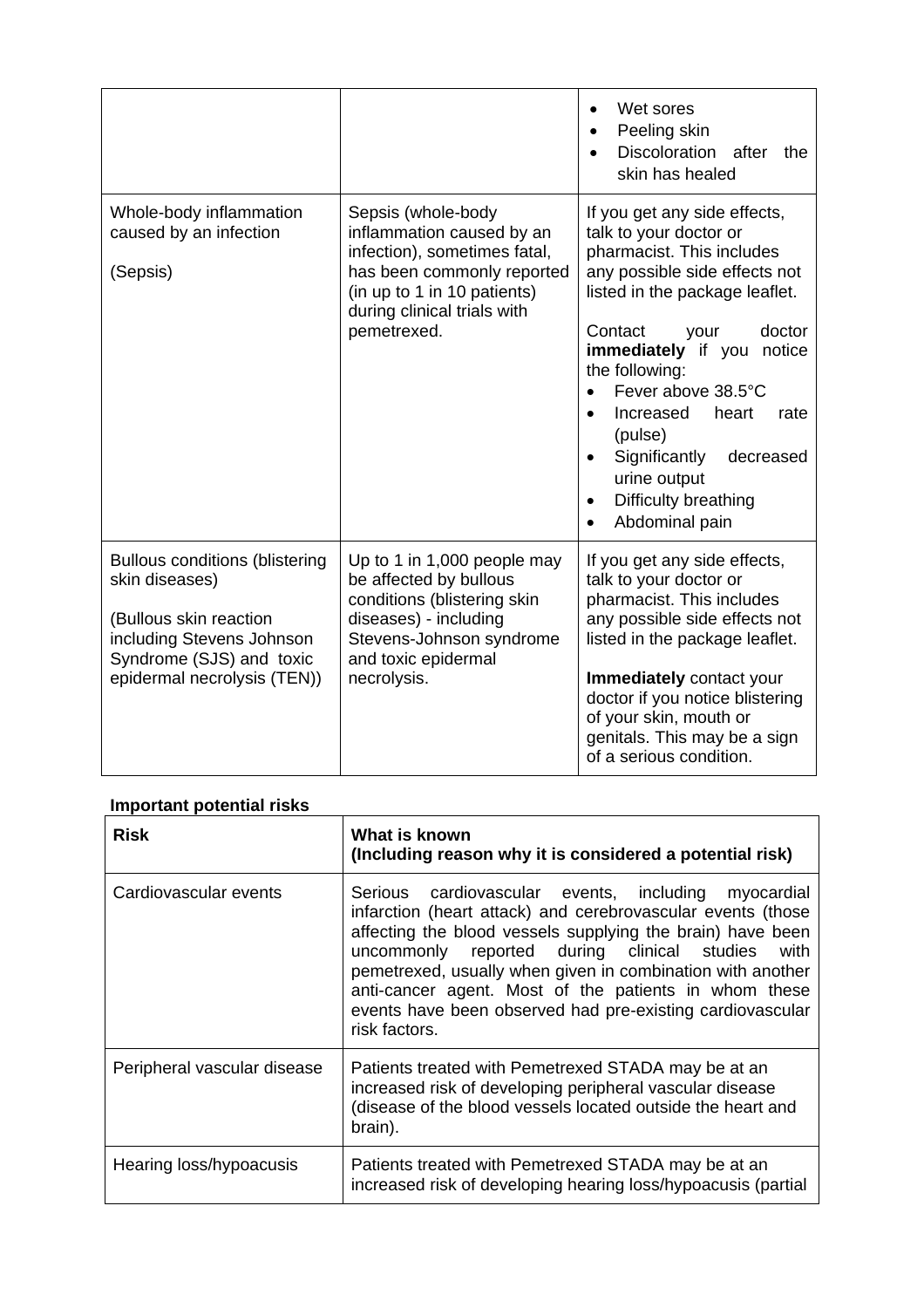| | | |
|---|---|---|
| | | • Wet sores<br>• Peeling skin<br>• Discoloration after the skin has healed |
| Whole-body inflammation caused by an infection<br><br>(Sepsis) | Sepsis (whole-body inflammation caused by an infection), sometimes fatal, has been commonly reported (in up to 1 in 10 patients) during clinical trials with pemetrexed. | If you get any side effects, talk to your doctor or pharmacist. This includes any possible side effects not listed in the package leaflet.<br><br>Contact your doctor **immediately** if you notice the following:<br>• Fever above 38.5°C<br>• Increased heart rate (pulse)<br>• Significantly decreased urine output<br>• Difficulty breathing<br>• Abdominal pain |
| Bullous conditions (blistering skin diseases)<br><br>(Bullous skin reaction including Stevens Johnson Syndrome (SJS) and toxic epidermal necrolysis (TEN)) | Up to 1 in 1,000 people may be affected by bullous conditions (blistering skin diseases) - including Stevens-Johnson syndrome and toxic epidermal necrolysis. | If you get any side effects, talk to your doctor or pharmacist. This includes any possible side effects not listed in the package leaflet.<br><br>**Immediately** contact your doctor if you notice blistering of your skin, mouth or genitals. This may be a sign of a serious condition. |

**Important potential risks**

| Risk | What is known<br>(Including reason why it is considered a potential risk) |
|---|---|
| Cardiovascular events | Serious cardiovascular events, including myocardial infarction (heart attack) and cerebrovascular events (those affecting the blood vessels supplying the brain) have been uncommonly reported during clinical studies with pemetrexed, usually when given in combination with another anti-cancer agent. Most of the patients in whom these events have been observed had pre-existing cardiovascular risk factors. |
| Peripheral vascular disease | Patients treated with Pemetrexed STADA may be at an increased risk of developing peripheral vascular disease (disease of the blood vessels located outside the heart and brain). |
| Hearing loss/hypoacusis | Patients treated with Pemetrexed STADA may be at an increased risk of developing hearing loss/hypoacusis (partial |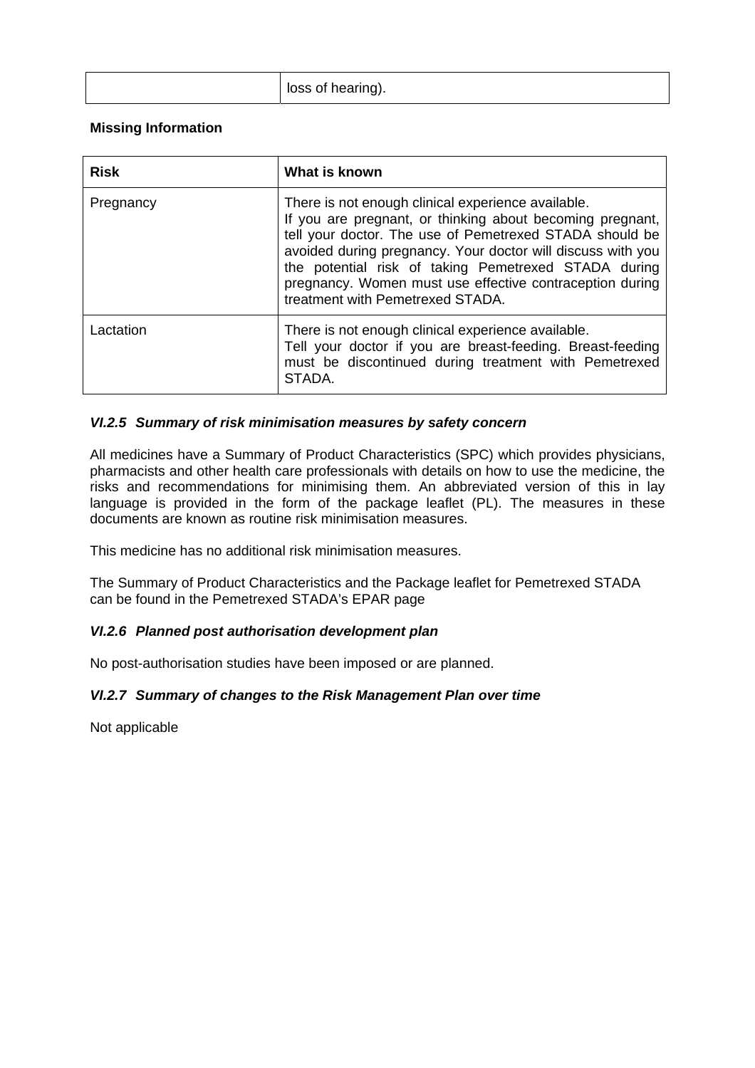| | |
|---|---|
| | loss of hearing). |

**Missing Information**

| Risk | What is known |
|---|---|
| Pregnancy | There is not enough clinical experience available. If you are pregnant, or thinking about becoming pregnant, tell your doctor. The use of Pemetrexed STADA should be avoided during pregnancy. Your doctor will discuss with you the potential risk of taking Pemetrexed STADA during pregnancy. Women must use effective contraception during treatment with Pemetrexed STADA. |
| Lactation | There is not enough clinical experience available. Tell your doctor if you are breast-feeding. Breast-feeding must be discontinued during treatment with Pemetrexed STADA. |

### *VI.2.5 Summary of risk minimisation measures by safety concern*

All medicines have a Summary of Product Characteristics (SPC) which provides physicians, pharmacists and other health care professionals with details on how to use the medicine, the risks and recommendations for minimising them. An abbreviated version of this in lay language is provided in the form of the package leaflet (PL). The measures in these documents are known as routine risk minimisation measures.

This medicine has no additional risk minimisation measures.

The Summary of Product Characteristics and the Package leaflet for Pemetrexed STADA can be found in the Pemetrexed STADA's EPAR page

### *VI.2.6 Planned post authorisation development plan*

No post-authorisation studies have been imposed or are planned.

### *VI.2.7 Summary of changes to the Risk Management Plan over time*

Not applicable